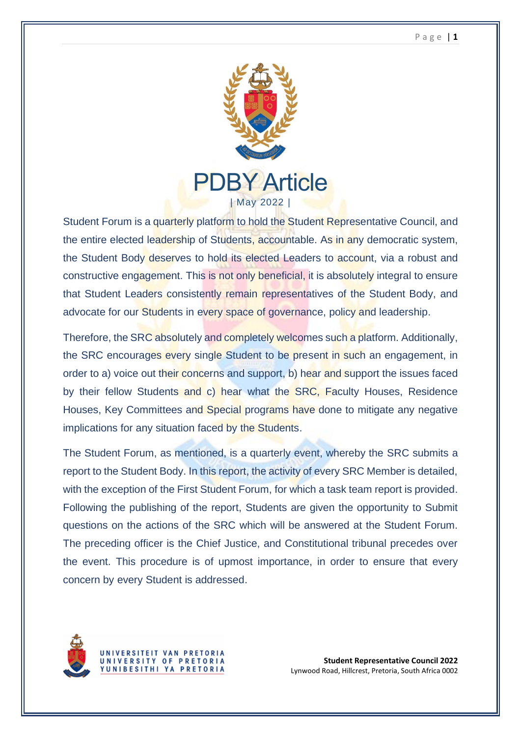# PDBY Article

| May 2022 |

Student Forum is a quarterly platform to hold the Student Representative Council, and the entire elected leadership of Students, accountable. As in any democratic system, the Student Body deserves to hold its elected Leaders to account, via a robust and constructive engagement. This is not only beneficial, it is absolutely integral to ensure that Student Leaders consistently remain representatives of the Student Body, and advocate for our Students in every space of governance, policy and leadership.

Therefore, the SRC absolutely and completely welcomes such a platform. Additionally, the SRC encourages every single Student to be present in such an engagement, in order to a) voice out their concerns and support, b) hear and support the issues faced by their fellow Students and c) hear what the SRC, Faculty Houses, Residence Houses, Key Committees and Special programs have done to mitigate any negative implications for any situation faced by the Students.

The Student Forum, as mentioned, is a quarterly event, whereby the SRC submits a report to the Student Body. In this report, the activity of every SRC Member is detailed, with the exception of the First Student Forum, for which a task team report is provided. Following the publishing of the report, Students are given the opportunity to Submit questions on the actions of the SRC which will be answered at the Student Forum. The preceding officer is the Chief Justice, and Constitutional tribunal precedes over the event. This procedure is of upmost importance, in order to ensure that every concern by every Student is addressed.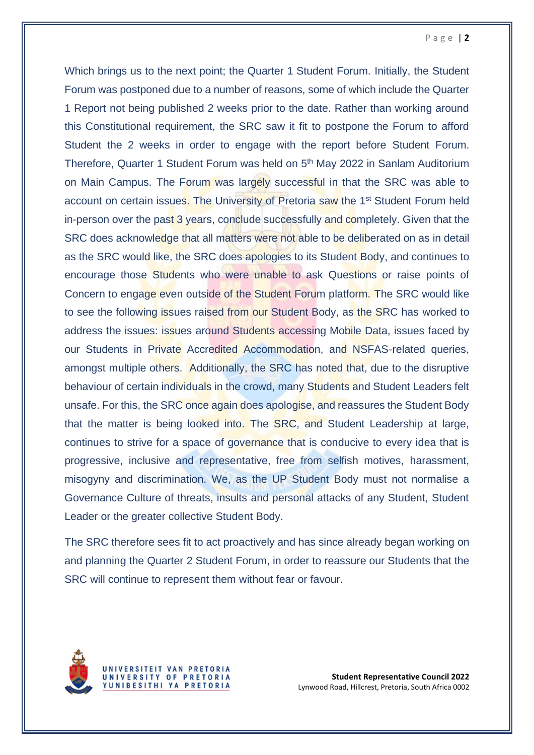Which brings us to the next point; the Quarter 1 Student Forum. Initially, the Student Forum was postponed due to a number of reasons, some of which include the Quarter 1 Report not being published 2 weeks prior to the date. Rather than working around this Constitutional requirement, the SRC saw it fit to postpone the Forum to afford Student the 2 weeks in order to engage with the report before Student Forum. Therefore, Quarter 1 Student Forum was held on 5th May 2022 in Sanlam Auditorium on Main Campus. The Forum was largely successful in that the SRC was able to account on certain issues. The University of Pretoria saw the 1st Student Forum held in-person over the past 3 years, conclude successfully and completely. Given that the SRC does acknowledge that all matters were not able to be deliberated on as in detail as the SRC would like, the SRC does apologies to its Student Body, and continues to encourage those Students who were unable to ask Questions or raise points of Concern to engage even outside of the Student Forum platform. The SRC would like to see the following issues raised from our Student Body, as the SRC has worked to address the issues: issues around Students accessing Mobile Data, issues faced by our Students in Private Accredited Accommodation, and NSFAS-related queries, amongst multiple others. Additionally, the SRC has noted that, due to the disruptive behaviour of certain individuals in the crowd, many Students and Student Leaders felt unsafe. For this, the SRC once again does apologise, and reassures the Student Body that the matter is being looked into. The SRC, and Student Leadership at large, continues to strive for a space of governance that is conducive to every idea that is progressive, inclusive and representative, free from selfish motives, harassment, misogyny and discrimination. We, as the UP Student Body must not normalise a Governance Culture of threats, insults and personal attacks of any Student, Student Leader or the greater collective Student Body.

The SRC therefore sees fit to act proactively and has since already began working on and planning the Quarter 2 Student Forum, in order to reassure our Students that the SRC will continue to represent them without fear or favour.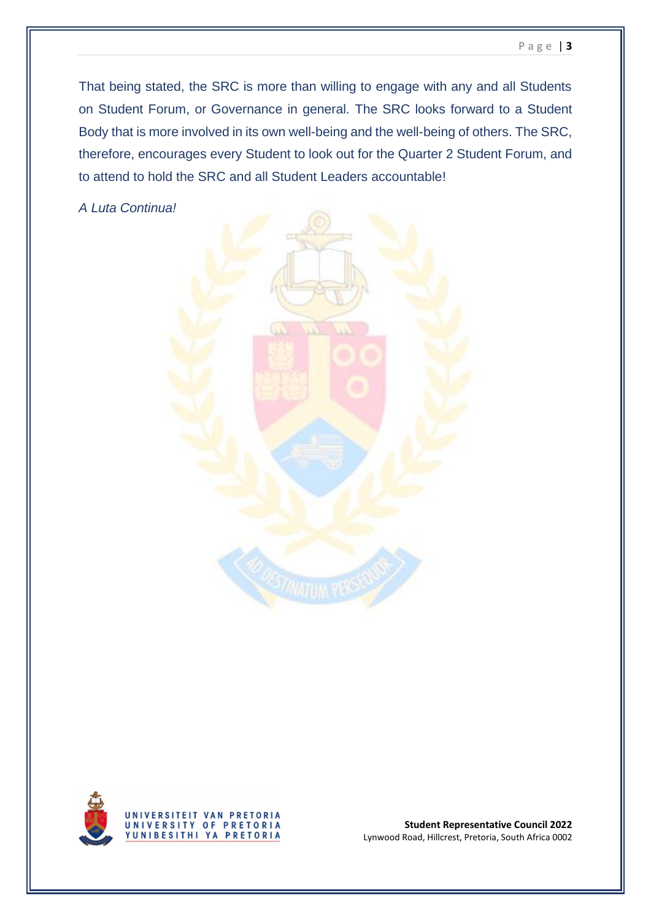That being stated, the SRC is more than willing to engage with any and all Students on Student Forum, or Governance in general. The SRC looks forward to a Student Body that is more involved in its own well-being and the well-being of others. The SRC, therefore, encourages every Student to look out for the Quarter 2 Student Forum, and to attend to hold the SRC and all Student Leaders accountable!

*A Luta Continua!*